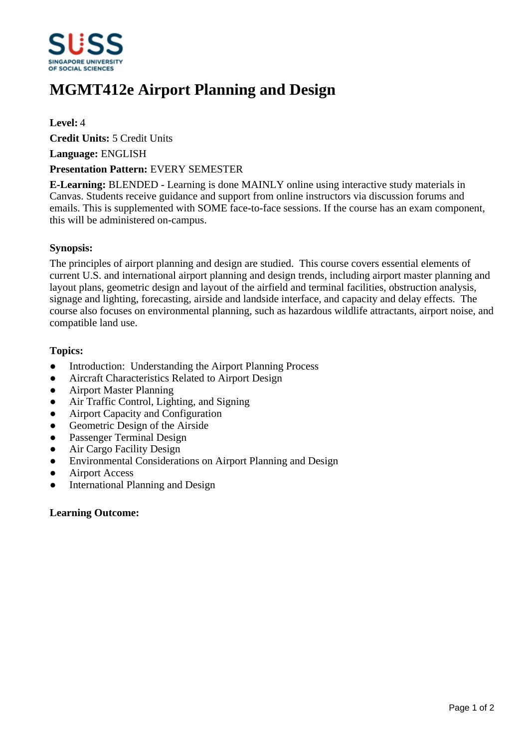# MGMT412e Airport Planning and Design

**Level:** 4

**Credit Units:** 5 Credit Units

**Language:** ENGLISH

**Presentation Pattern:** EVERY SEMESTER

**E-Learning:** BLENDED - Learning is done MAINLY online using interactive study materials in Canvas. Students receive guidance and support from online instructors via discussion forums and emails. This is supplemented with SOME face-to-face sessions. If the course has an exam component, this will be administered on-campus.

### Synopsis:

The principles of airport planning and design are studied. This course covers essential elements of current U.S. and international airport planning and design trends, including airport master planning and layout plans, geometric design and layout of the airfield and terminal facilities, obstruction analysis, signage and lighting, forecasting, airside and landside interface, and capacity and delay effects. The course also focuses on environmental planning, such as hazardous wildlife attractants, airport noise, and compatible land use.

### Topics:

- Introduction: Understanding the Airport Planning Process
- Aircraft Characteristics Related to Airport Design
- Airport Master Planning
- Air Traffic Control, Lighting, and Signing
- Airport Capacity and Configuration
- Geometric Design of the Airside
- Passenger Terminal Design
- Air Cargo Facility Design
- Environmental Considerations on Airport Planning and Design
- Airport Access
- International Planning and Design

### Learning Outcome: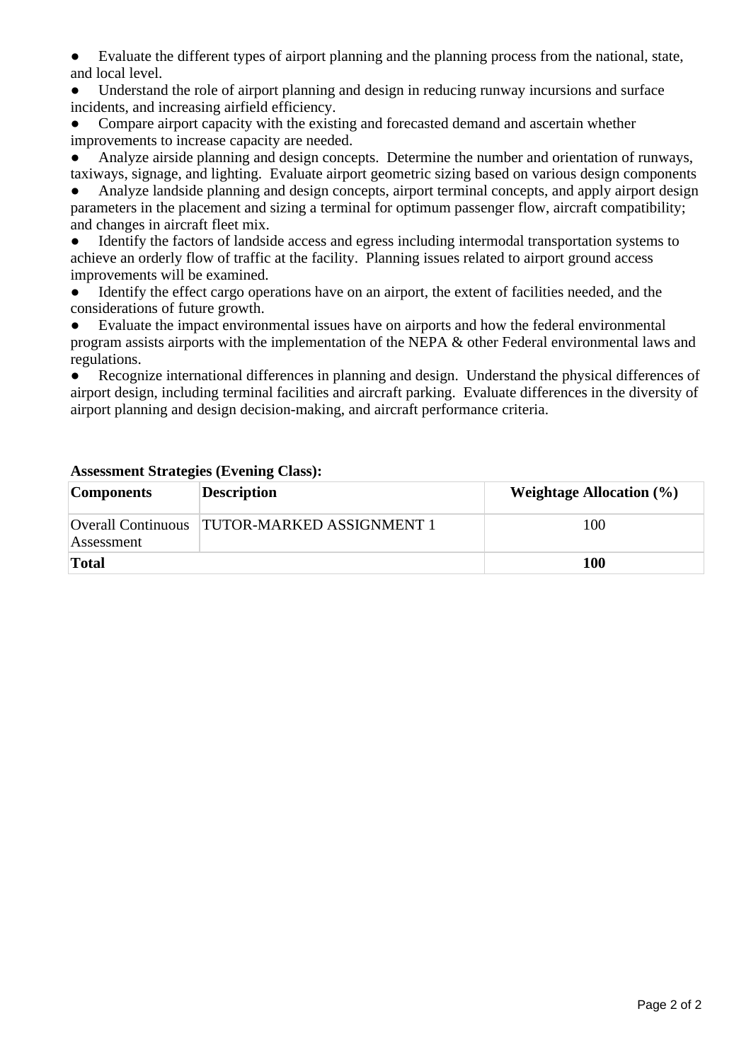- Evaluate the different types of airport planning and the planning process from the national, state, and local level.
- Understand the role of airport planning and design in reducing runway incursions and surface incidents, and increasing airfield efficiency.
- Compare airport capacity with the existing and forecasted demand and ascertain whether improvements to increase capacity are needed.
- Analyze airside planning and design concepts. Determine the number and orientation of runways, taxiways, signage, and lighting. Evaluate airport geometric sizing based on various design components
- Analyze landside planning and design concepts, airport terminal concepts, and apply airport design parameters in the placement and sizing a terminal for optimum passenger flow, aircraft compatibility; and changes in aircraft fleet mix.
- Identify the factors of landside access and egress including intermodal transportation systems to achieve an orderly flow of traffic at the facility. Planning issues related to airport ground access improvements will be examined.
- Identify the effect cargo operations have on an airport, the extent of facilities needed, and the considerations of future growth.
- Evaluate the impact environmental issues have on airports and how the federal environmental program assists airports with the implementation of the NEPA & other Federal environmental laws and regulations.
- Recognize international differences in planning and design. Understand the physical differences of airport design, including terminal facilities and aircraft parking. Evaluate differences in the diversity of airport planning and design decision-making, and aircraft performance criteria.

**Assessment Strategies (Evening Class):**

| **Components** | **Description** | **Weightage Allocation (%)** |
|---|---|---|
| Overall Continuous Assessment | TUTOR-MARKED ASSIGNMENT 1 | 100 |
| **Total** | | **100** |